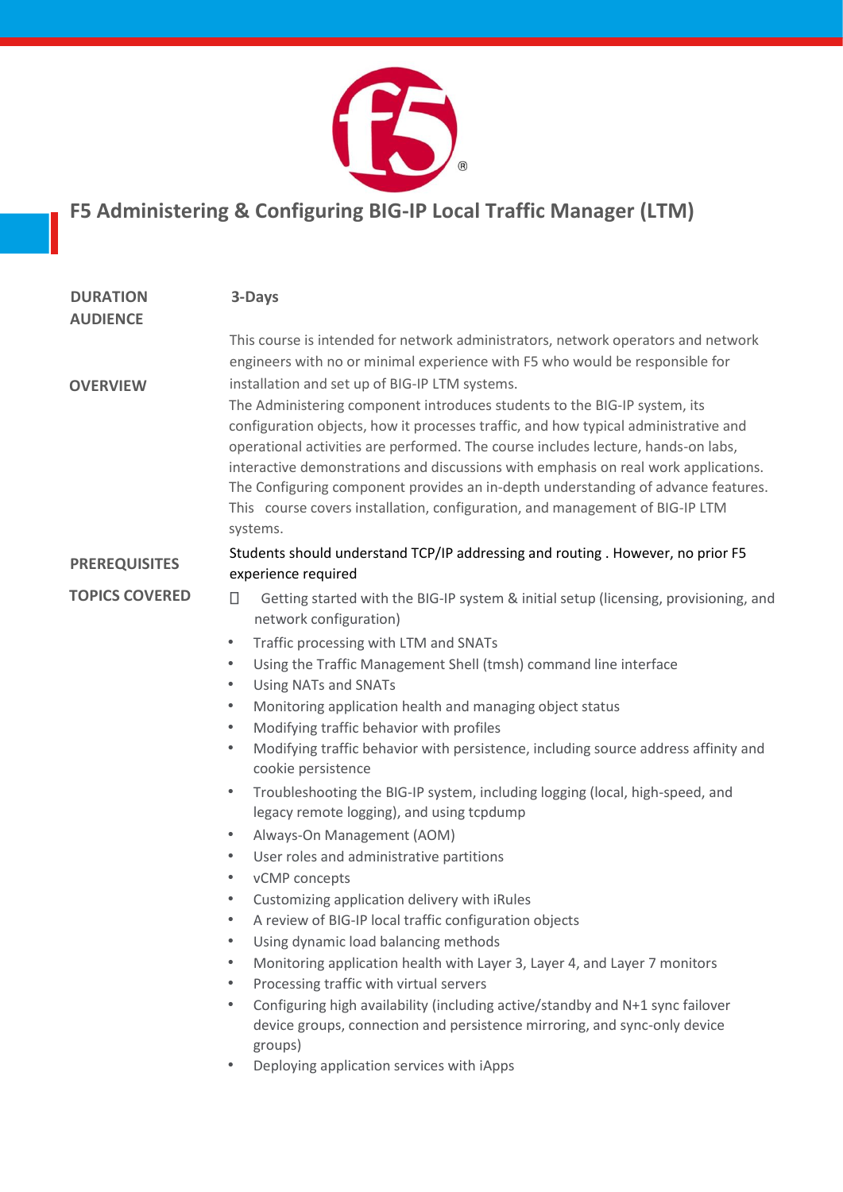# F5 Administering & Configuring BIG-IP Local Traffic Manager (LTM)

**DURATION**

**3-Days**

**AUDIENCE**

This course is intended for network administrators, network operators and network engineers with no or minimal experience with F5 who would be responsible for installation and set up of BIG-IP LTM systems.

**OVERVIEW**

The Administering component introduces students to the BIG-IP system, its configuration objects, how it processes traffic, and how typical administrative and operational activities are performed. The course includes lecture, hands-on labs, interactive demonstrations and discussions with emphasis on real work applications. The Configuring component provides an in-depth understanding of advance features. This course covers installation, configuration, and management of BIG-IP LTM systems.

**PREREQUISITES**

Students should understand TCP/IP addressing and routing . However, no prior F5 experience required

**TOPICS COVERED**

- Getting started with the BIG-IP system & initial setup (licensing, provisioning, and network configuration)
- Traffic processing with LTM and SNATs
- Using the Traffic Management Shell (tmsh) command line interface
- Using NATs and SNATs
- Monitoring application health and managing object status
- Modifying traffic behavior with profiles
- Modifying traffic behavior with persistence, including source address affinity and cookie persistence
- Troubleshooting the BIG-IP system, including logging (local, high-speed, and legacy remote logging), and using tcpdump
- Always-On Management (AOM)
- User roles and administrative partitions
- vCMP concepts
- Customizing application delivery with iRules
- A review of BIG-IP local traffic configuration objects
- Using dynamic load balancing methods
- Monitoring application health with Layer 3, Layer 4, and Layer 7 monitors
- Processing traffic with virtual servers
- Configuring high availability (including active/standby and N+1 sync failover device groups, connection and persistence mirroring, and sync-only device groups)
- Deploying application services with iApps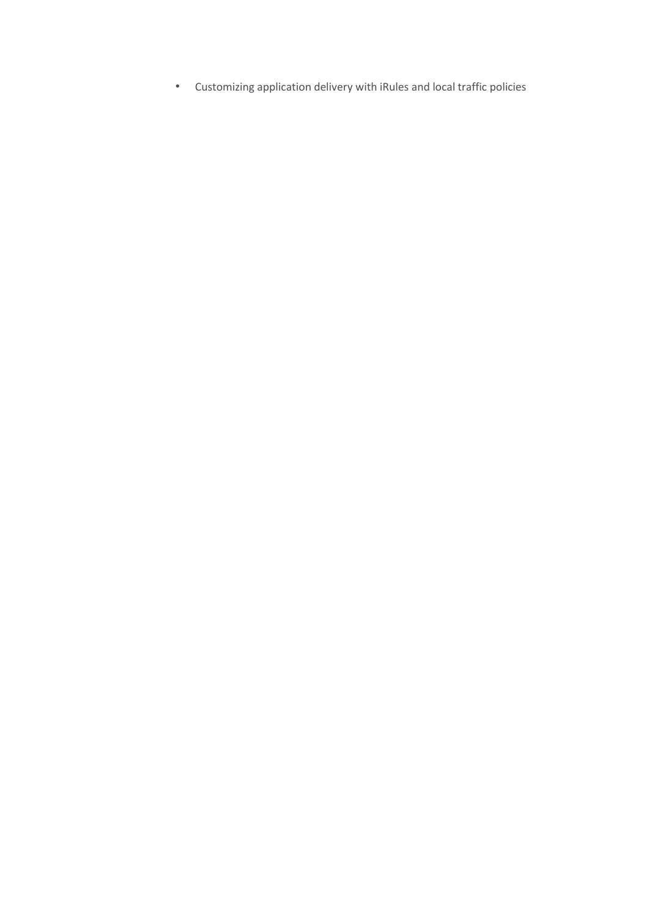- Customizing application delivery with iRules and local traffic policies